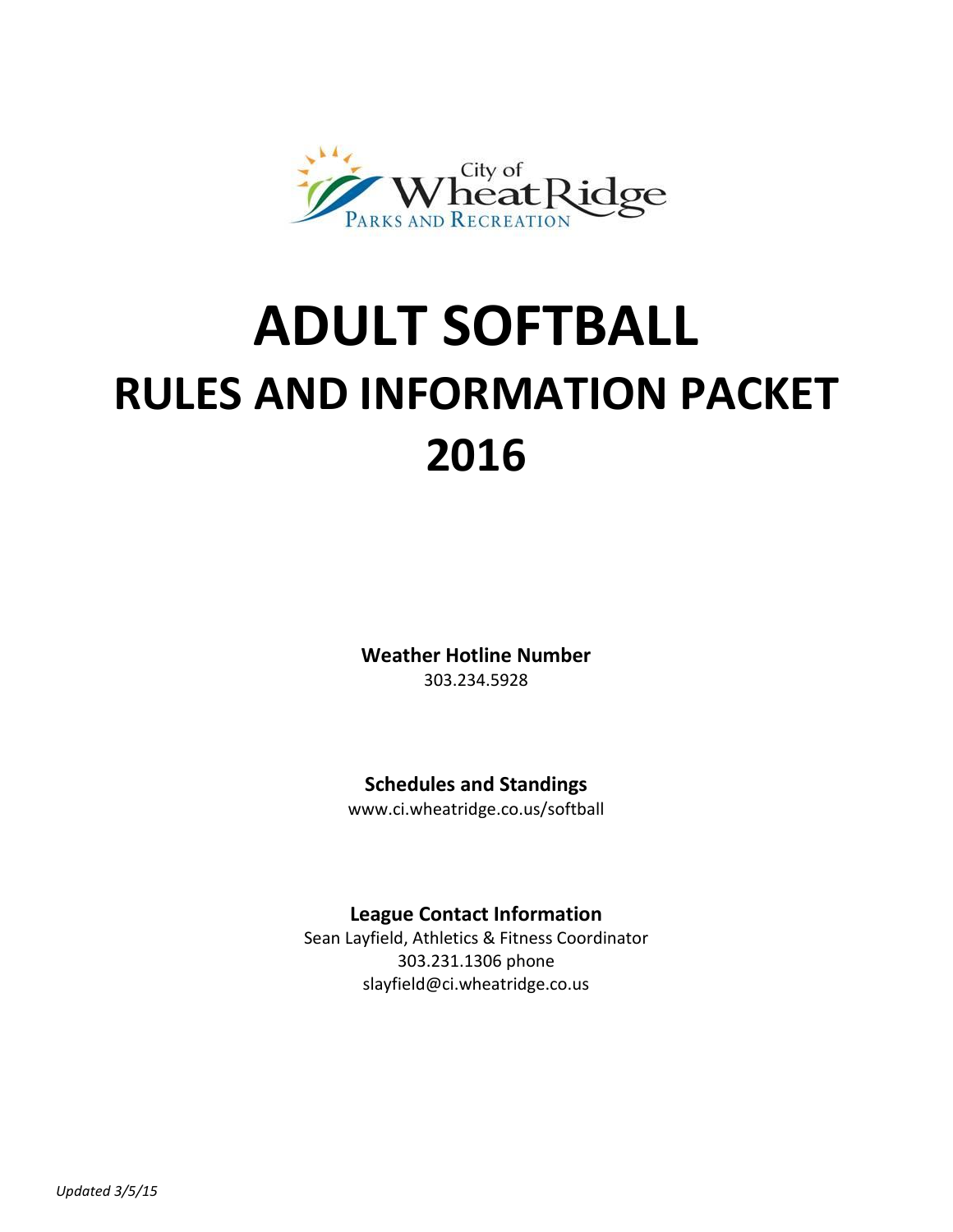City of Wheat Ridge
Parks and Recreation

# ADULT SOFTBALL

# RULES AND INFORMATION PACKET

# 2016

**Weather Hotline Number**
303.234.5928

**Schedules and Standings**
www.ci.wheatridge.co.us/softball

**League Contact Information**
Sean Layfield, Athletics & Fitness Coordinator
303.231.1306 phone
slayfield@ci.wheatridge.co.us

*Updated 3/5/15*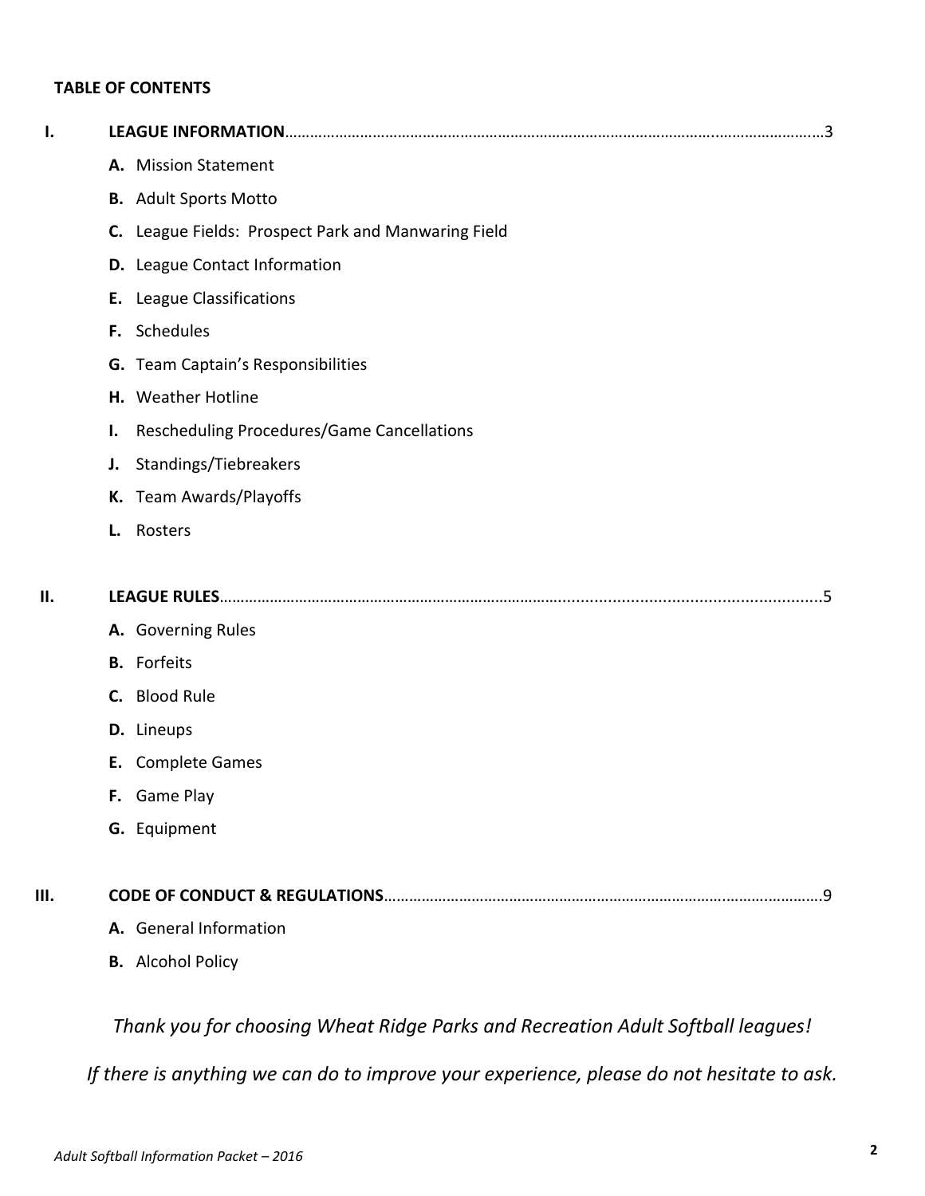**TABLE OF CONTENTS**

**I. LEAGUE INFORMATION**……………………………………………………………………………………………………………3

- **A.** Mission Statement
- **B.** Adult Sports Motto
- **C.** League Fields: Prospect Park and Manwaring Field
- **D.** League Contact Information
- **E.** League Classifications
- **F.** Schedules
- **G.** Team Captain's Responsibilities
- **H.** Weather Hotline
- **I.** Rescheduling Procedures/Game Cancellations
- **J.** Standings/Tiebreakers
- **K.** Team Awards/Playoffs
- **L.** Rosters

**II. LEAGUE RULES**……………………………………………………………………………………………………………………5

- **A.** Governing Rules
- **B.** Forfeits
- **C.** Blood Rule
- **D.** Lineups
- **E.** Complete Games
- **F.** Game Play
- **G.** Equipment

**III. CODE OF CONDUCT & REGULATIONS**……………………………………………………………………………………9

- **A.** General Information
- **B.** Alcohol Policy

*Thank you for choosing Wheat Ridge Parks and Recreation Adult Softball leagues!*

*If there is anything we can do to improve your experience, please do not hesitate to ask.*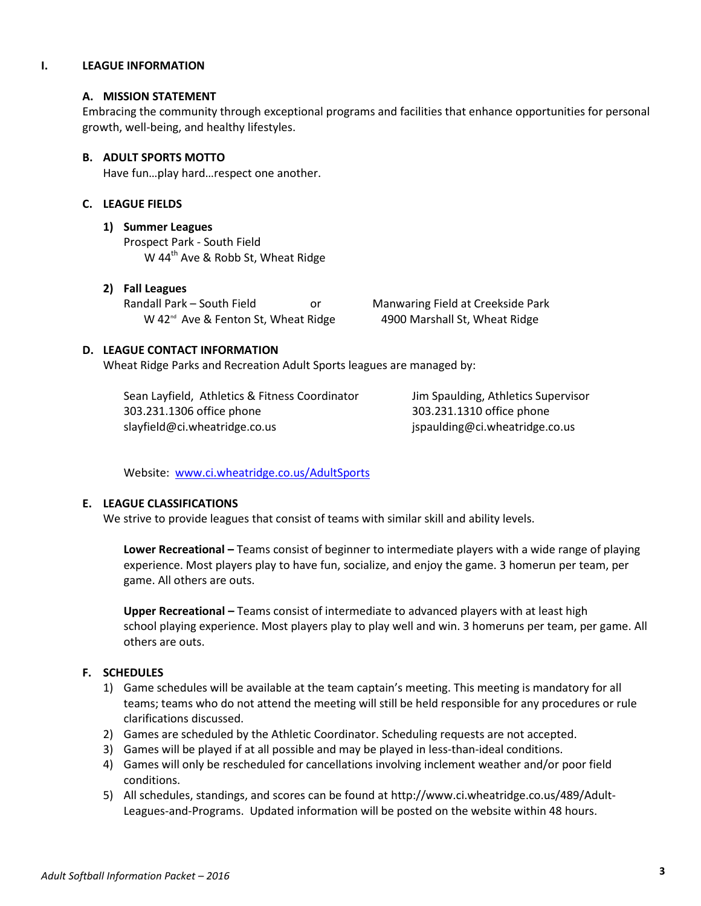# I. LEAGUE INFORMATION

## A. MISSION STATEMENT

Embracing the community through exceptional programs and facilities that enhance opportunities for personal growth, well-being, and healthy lifestyles.

## B. ADULT SPORTS MOTTO

Have fun…play hard…respect one another.

## C. LEAGUE FIELDS

### 1) Summer Leagues

Prospect Park - South Field
W 44th Ave & Robb St, Wheat Ridge

### 2) Fall Leagues

Randall Park – South Field
W 42nd Ave & Fenton St, Wheat Ridge

or

Manwaring Field at Creekside Park
4900 Marshall St, Wheat Ridge

## D. LEAGUE CONTACT INFORMATION

Wheat Ridge Parks and Recreation Adult Sports leagues are managed by:

Sean Layfield, Athletics & Fitness Coordinator
303.231.1306 office phone
slayfield@ci.wheatridge.co.us

Jim Spaulding, Athletics Supervisor
303.231.1310 office phone
jspaulding@ci.wheatridge.co.us

Website: [www.ci.wheatridge.co.us/AdultSports](www.ci.wheatridge.co.us/AdultSports)

## E. LEAGUE CLASSIFICATIONS

We strive to provide leagues that consist of teams with similar skill and ability levels.

**Lower Recreational –** Teams consist of beginner to intermediate players with a wide range of playing experience. Most players play to have fun, socialize, and enjoy the game. 3 homerun per team, per game. All others are outs.

**Upper Recreational –** Teams consist of intermediate to advanced players with at least high school playing experience. Most players play to play well and win. 3 homeruns per team, per game. All others are outs.

## F. SCHEDULES

1) Game schedules will be available at the team captain's meeting. This meeting is mandatory for all teams; teams who do not attend the meeting will still be held responsible for any procedures or rule clarifications discussed.
2) Games are scheduled by the Athletic Coordinator. Scheduling requests are not accepted.
3) Games will be played if at all possible and may be played in less-than-ideal conditions.
4) Games will only be rescheduled for cancellations involving inclement weather and/or poor field conditions.
5) All schedules, standings, and scores can be found at http://www.ci.wheatridge.co.us/489/Adult-Leagues-and-Programs. Updated information will be posted on the website within 48 hours.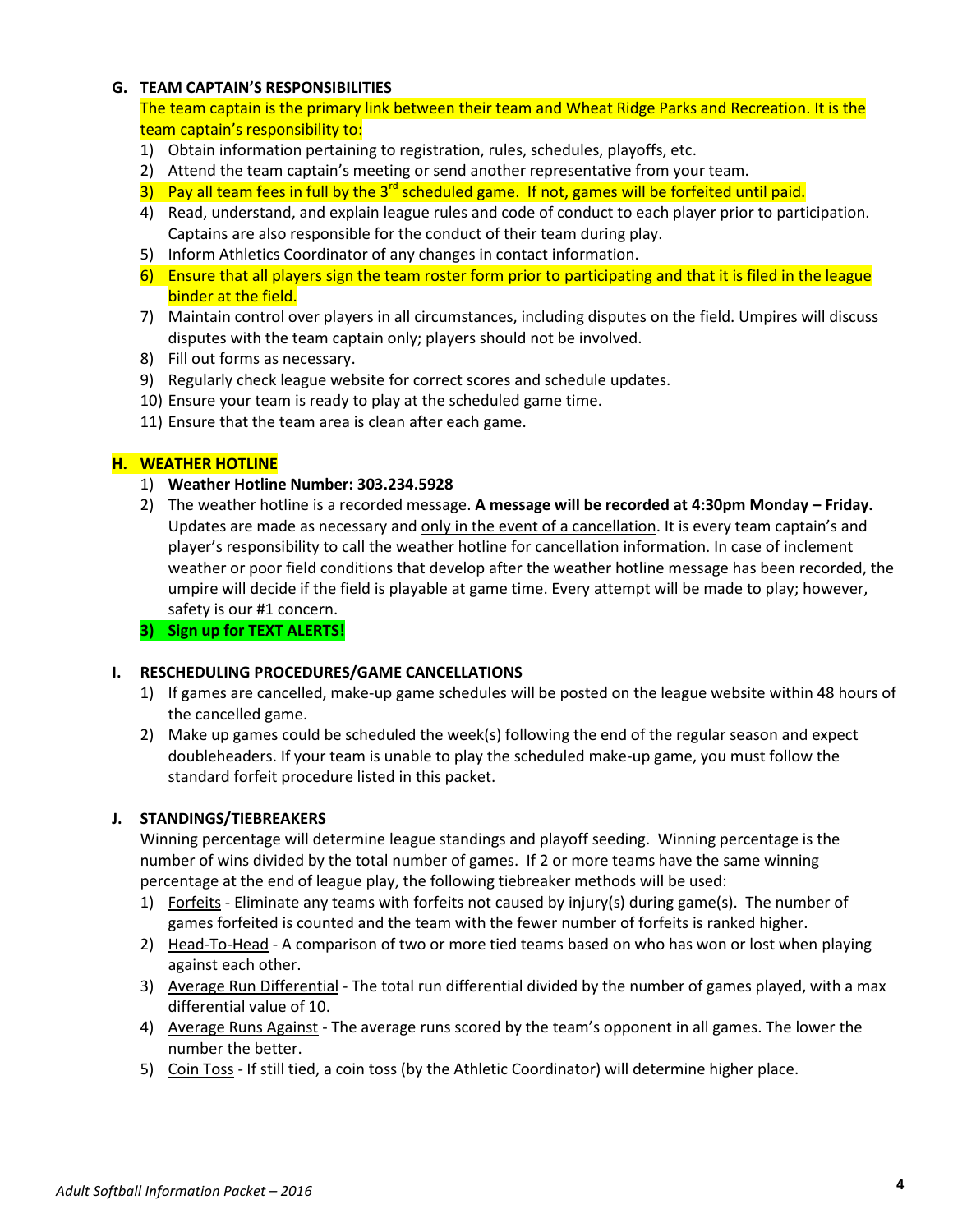## G. TEAM CAPTAIN'S RESPONSIBILITIES

The team captain is the primary link between their team and Wheat Ridge Parks and Recreation. It is the team captain's responsibility to:

1) Obtain information pertaining to registration, rules, schedules, playoffs, etc.
2) Attend the team captain's meeting or send another representative from your team.
3) Pay all team fees in full by the 3rd scheduled game. If not, games will be forfeited until paid.
4) Read, understand, and explain league rules and code of conduct to each player prior to participation. Captains are also responsible for the conduct of their team during play.
5) Inform Athletics Coordinator of any changes in contact information.
6) Ensure that all players sign the team roster form prior to participating and that it is filed in the league binder at the field.
7) Maintain control over players in all circumstances, including disputes on the field. Umpires will discuss disputes with the team captain only; players should not be involved.
8) Fill out forms as necessary.
9) Regularly check league website for correct scores and schedule updates.
10) Ensure your team is ready to play at the scheduled game time.
11) Ensure that the team area is clean after each game.

## H. WEATHER HOTLINE

1) **Weather Hotline Number: 303.234.5928**
2) The weather hotline is a recorded message. **A message will be recorded at 4:30pm Monday – Friday.** Updates are made as necessary and only in the event of a cancellation. It is every team captain's and player's responsibility to call the weather hotline for cancellation information. In case of inclement weather or poor field conditions that develop after the weather hotline message has been recorded, the umpire will decide if the field is playable at game time. Every attempt will be made to play; however, safety is our #1 concern.
3) **Sign up for TEXT ALERTS!**

## I. RESCHEDULING PROCEDURES/GAME CANCELLATIONS

1) If games are cancelled, make-up game schedules will be posted on the league website within 48 hours of the cancelled game.
2) Make up games could be scheduled the week(s) following the end of the regular season and expect doubleheaders. If your team is unable to play the scheduled make-up game, you must follow the standard forfeit procedure listed in this packet.

## J. STANDINGS/TIEBREAKERS

Winning percentage will determine league standings and playoff seeding. Winning percentage is the number of wins divided by the total number of games. If 2 or more teams have the same winning percentage at the end of league play, the following tiebreaker methods will be used:

1) Forfeits - Eliminate any teams with forfeits not caused by injury(s) during game(s). The number of games forfeited is counted and the team with the fewer number of forfeits is ranked higher.
2) Head-To-Head - A comparison of two or more tied teams based on who has won or lost when playing against each other.
3) Average Run Differential - The total run differential divided by the number of games played, with a max differential value of 10.
4) Average Runs Against - The average runs scored by the team's opponent in all games. The lower the number the better.
5) Coin Toss - If still tied, a coin toss (by the Athletic Coordinator) will determine higher place.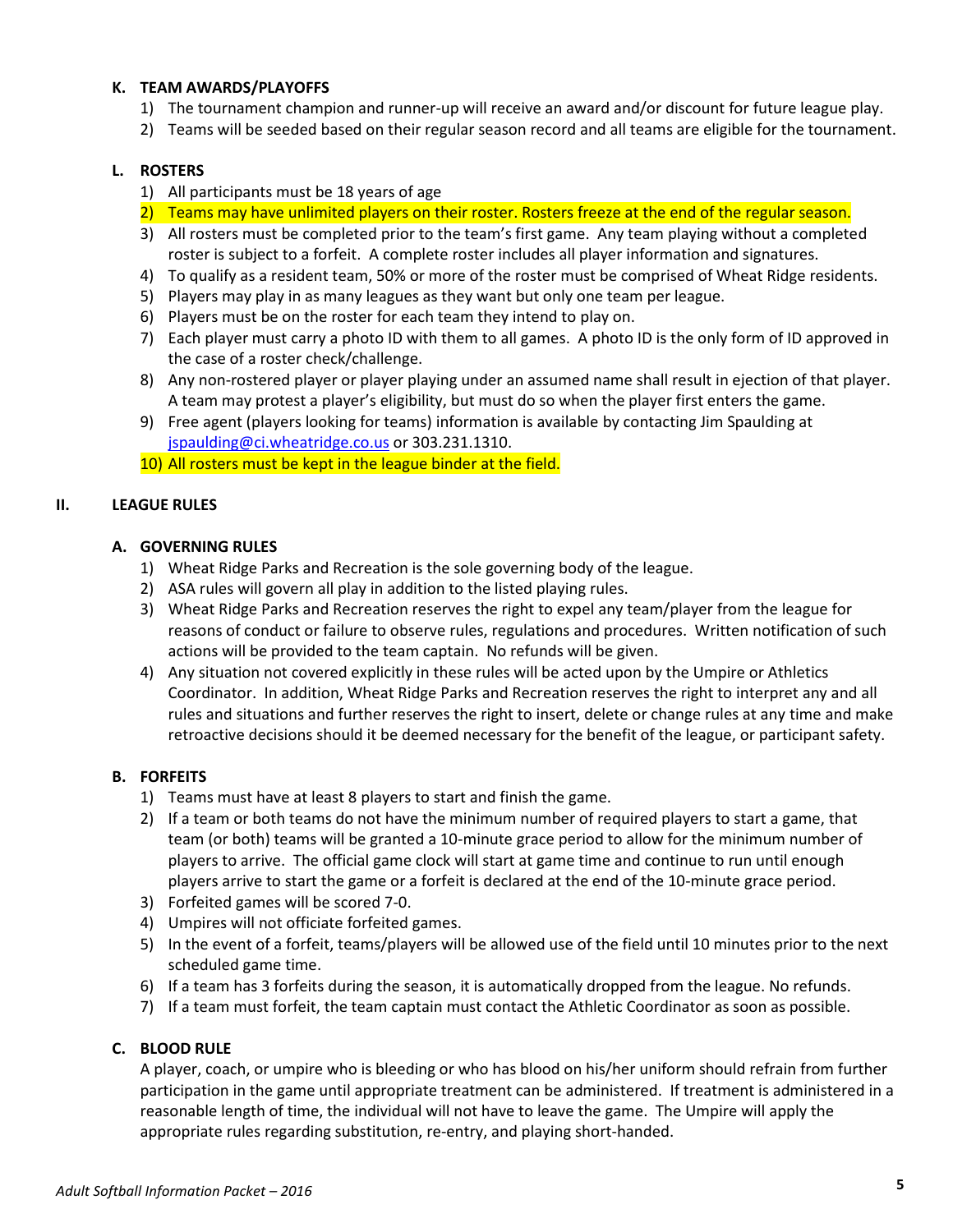### K. TEAM AWARDS/PLAYOFFS

1) The tournament champion and runner-up will receive an award and/or discount for future league play.
2) Teams will be seeded based on their regular season record and all teams are eligible for the tournament.

### L. ROSTERS

1) All participants must be 18 years of age
2) Teams may have unlimited players on their roster. Rosters freeze at the end of the regular season.
3) All rosters must be completed prior to the team's first game. Any team playing without a completed roster is subject to a forfeit. A complete roster includes all player information and signatures.
4) To qualify as a resident team, 50% or more of the roster must be comprised of Wheat Ridge residents.
5) Players may play in as many leagues as they want but only one team per league.
6) Players must be on the roster for each team they intend to play on.
7) Each player must carry a photo ID with them to all games. A photo ID is the only form of ID approved in the case of a roster check/challenge.
8) Any non-rostered player or player playing under an assumed name shall result in ejection of that player. A team may protest a player's eligibility, but must do so when the player first enters the game.
9) Free agent (players looking for teams) information is available by contacting Jim Spaulding at jspaulding@ci.wheatridge.co.us or 303.231.1310.
10) All rosters must be kept in the league binder at the field.

## II. LEAGUE RULES

### A. GOVERNING RULES

1) Wheat Ridge Parks and Recreation is the sole governing body of the league.
2) ASA rules will govern all play in addition to the listed playing rules.
3) Wheat Ridge Parks and Recreation reserves the right to expel any team/player from the league for reasons of conduct or failure to observe rules, regulations and procedures. Written notification of such actions will be provided to the team captain. No refunds will be given.
4) Any situation not covered explicitly in these rules will be acted upon by the Umpire or Athletics Coordinator. In addition, Wheat Ridge Parks and Recreation reserves the right to interpret any and all rules and situations and further reserves the right to insert, delete or change rules at any time and make retroactive decisions should it be deemed necessary for the benefit of the league, or participant safety.

### B. FORFEITS

1) Teams must have at least 8 players to start and finish the game.
2) If a team or both teams do not have the minimum number of required players to start a game, that team (or both) teams will be granted a 10-minute grace period to allow for the minimum number of players to arrive. The official game clock will start at game time and continue to run until enough players arrive to start the game or a forfeit is declared at the end of the 10-minute grace period.
3) Forfeited games will be scored 7-0.
4) Umpires will not officiate forfeited games.
5) In the event of a forfeit, teams/players will be allowed use of the field until 10 minutes prior to the next scheduled game time.
6) If a team has 3 forfeits during the season, it is automatically dropped from the league. No refunds.
7) If a team must forfeit, the team captain must contact the Athletic Coordinator as soon as possible.

### C. BLOOD RULE

A player, coach, or umpire who is bleeding or who has blood on his/her uniform should refrain from further participation in the game until appropriate treatment can be administered. If treatment is administered in a reasonable length of time, the individual will not have to leave the game. The Umpire will apply the appropriate rules regarding substitution, re-entry, and playing short-handed.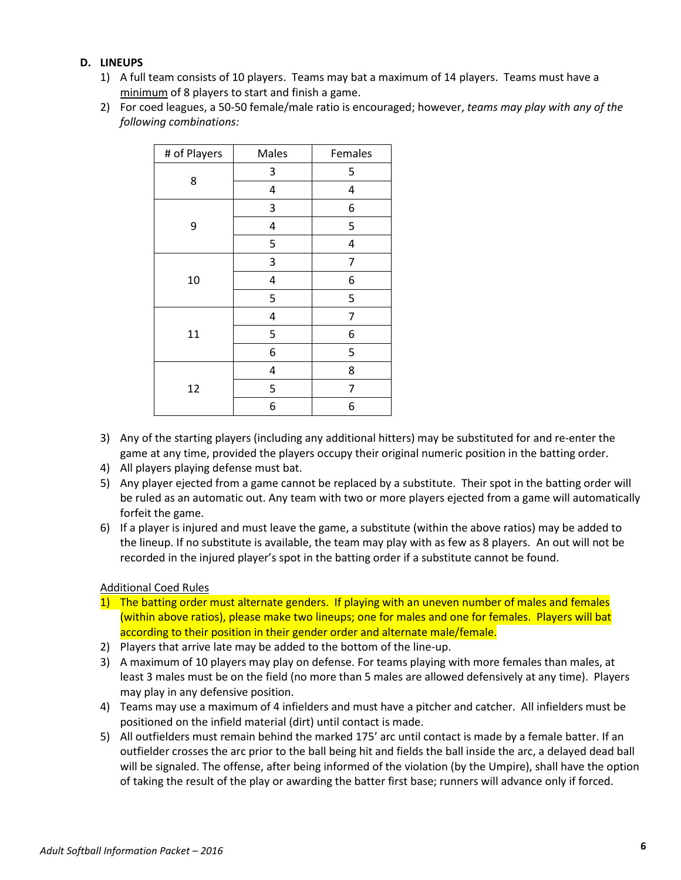### D. LINEUPS

1) A full team consists of 10 players. Teams may bat a maximum of 14 players. Teams must have a minimum of 8 players to start and finish a game.
2) For coed leagues, a 50-50 female/male ratio is encouraged; however, *teams may play with any of the following combinations:*

| # of Players | Males | Females |
|---|---|---|
| 8 | 3 | 5 |
| | 4 | 4 |
| 9 | 3 | 6 |
| | 4 | 5 |
| | 5 | 4 |
| 10 | 3 | 7 |
| | 4 | 6 |
| | 5 | 5 |
| 11 | 4 | 7 |
| | 5 | 6 |
| | 6 | 5 |
| 12 | 4 | 8 |
| | 5 | 7 |
| | 6 | 6 |

3) Any of the starting players (including any additional hitters) may be substituted for and re-enter the game at any time, provided the players occupy their original numeric position in the batting order.
4) All players playing defense must bat.
5) Any player ejected from a game cannot be replaced by a substitute. Their spot in the batting order will be ruled as an automatic out. Any team with two or more players ejected from a game will automatically forfeit the game.
6) If a player is injured and must leave the game, a substitute (within the above ratios) may be added to the lineup. If no substitute is available, the team may play with as few as 8 players. An out will not be recorded in the injured player's spot in the batting order if a substitute cannot be found.

Additional Coed Rules

1) The batting order must alternate genders. If playing with an uneven number of males and females (within above ratios), please make two lineups; one for males and one for females. Players will bat according to their position in their gender order and alternate male/female.
2) Players that arrive late may be added to the bottom of the line-up.
3) A maximum of 10 players may play on defense. For teams playing with more females than males, at least 3 males must be on the field (no more than 5 males are allowed defensively at any time). Players may play in any defensive position.
4) Teams may use a maximum of 4 infielders and must have a pitcher and catcher. All infielders must be positioned on the infield material (dirt) until contact is made.
5) All outfielders must remain behind the marked 175' arc until contact is made by a female batter. If an outfielder crosses the arc prior to the ball being hit and fields the ball inside the arc, a delayed dead ball will be signaled. The offense, after being informed of the violation (by the Umpire), shall have the option of taking the result of the play or awarding the batter first base; runners will advance only if forced.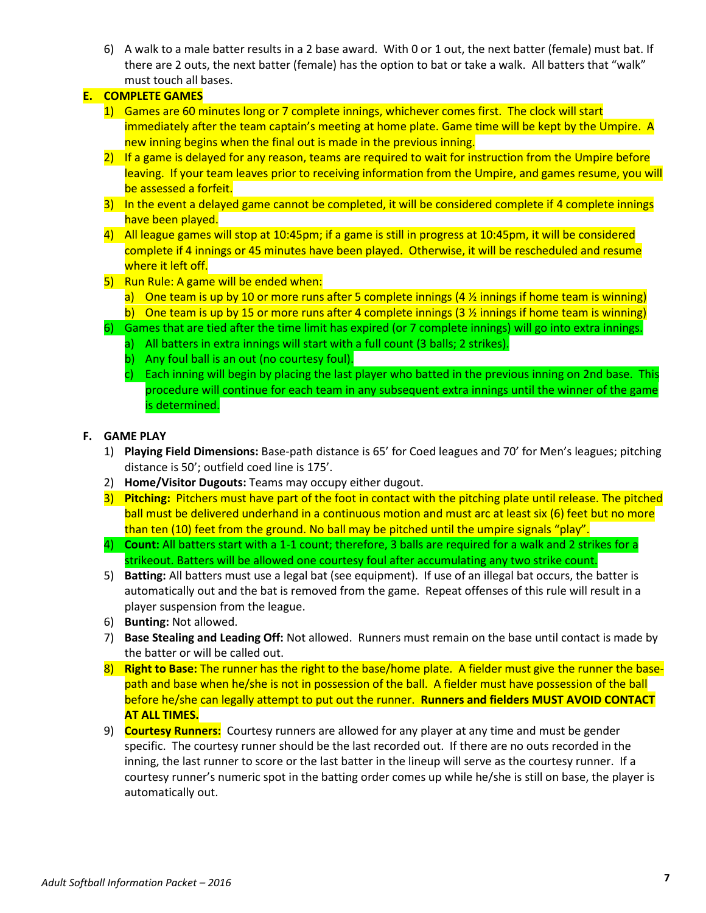6) A walk to a male batter results in a 2 base award. With 0 or 1 out, the next batter (female) must bat. If there are 2 outs, the next batter (female) has the option to bat or take a walk. All batters that "walk" must touch all bases.

**E. COMPLETE GAMES**

1) Games are 60 minutes long or 7 complete innings, whichever comes first. The clock will start immediately after the team captain's meeting at home plate. Game time will be kept by the Umpire. A new inning begins when the final out is made in the previous inning.
2) If a game is delayed for any reason, teams are required to wait for instruction from the Umpire before leaving. If your team leaves prior to receiving information from the Umpire, and games resume, you will be assessed a forfeit.
3) In the event a delayed game cannot be completed, it will be considered complete if 4 complete innings have been played.
4) All league games will stop at 10:45pm; if a game is still in progress at 10:45pm, it will be considered complete if 4 innings or 45 minutes have been played. Otherwise, it will be rescheduled and resume where it left off.
5) Run Rule: A game will be ended when:
   a) One team is up by 10 or more runs after 5 complete innings (4 ½ innings if home team is winning)
   b) One team is up by 15 or more runs after 4 complete innings (3 ½ innings if home team is winning)
6) Games that are tied after the time limit has expired (or 7 complete innings) will go into extra innings.
   a) All batters in extra innings will start with a full count (3 balls; 2 strikes).
   b) Any foul ball is an out (no courtesy foul).
   c) Each inning will begin by placing the last player who batted in the previous inning on 2nd base. This procedure will continue for each team in any subsequent extra innings until the winner of the game is determined.

**F. GAME PLAY**

1) **Playing Field Dimensions:** Base-path distance is 65' for Coed leagues and 70' for Men's leagues; pitching distance is 50'; outfield coed line is 175'.
2) **Home/Visitor Dugouts:** Teams may occupy either dugout.
3) **Pitching:** Pitchers must have part of the foot in contact with the pitching plate until release. The pitched ball must be delivered underhand in a continuous motion and must arc at least six (6) feet but no more than ten (10) feet from the ground. No ball may be pitched until the umpire signals "play".
4) **Count:** All batters start with a 1-1 count; therefore, 3 balls are required for a walk and 2 strikes for a strikeout. Batters will be allowed one courtesy foul after accumulating any two strike count.
5) **Batting:** All batters must use a legal bat (see equipment). If use of an illegal bat occurs, the batter is automatically out and the bat is removed from the game. Repeat offenses of this rule will result in a player suspension from the league.
6) **Bunting:** Not allowed.
7) **Base Stealing and Leading Off:** Not allowed. Runners must remain on the base until contact is made by the batter or will be called out.
8) **Right to Base:** The runner has the right to the base/home plate. A fielder must give the runner the base-path and base when he/she is not in possession of the ball. A fielder must have possession of the ball before he/she can legally attempt to put out the runner. **Runners and fielders MUST AVOID CONTACT AT ALL TIMES.**
9) **Courtesy Runners:** Courtesy runners are allowed for any player at any time and must be gender specific. The courtesy runner should be the last recorded out. If there are no outs recorded in the inning, the last runner to score or the last batter in the lineup will serve as the courtesy runner. If a courtesy runner's numeric spot in the batting order comes up while he/she is still on base, the player is automatically out.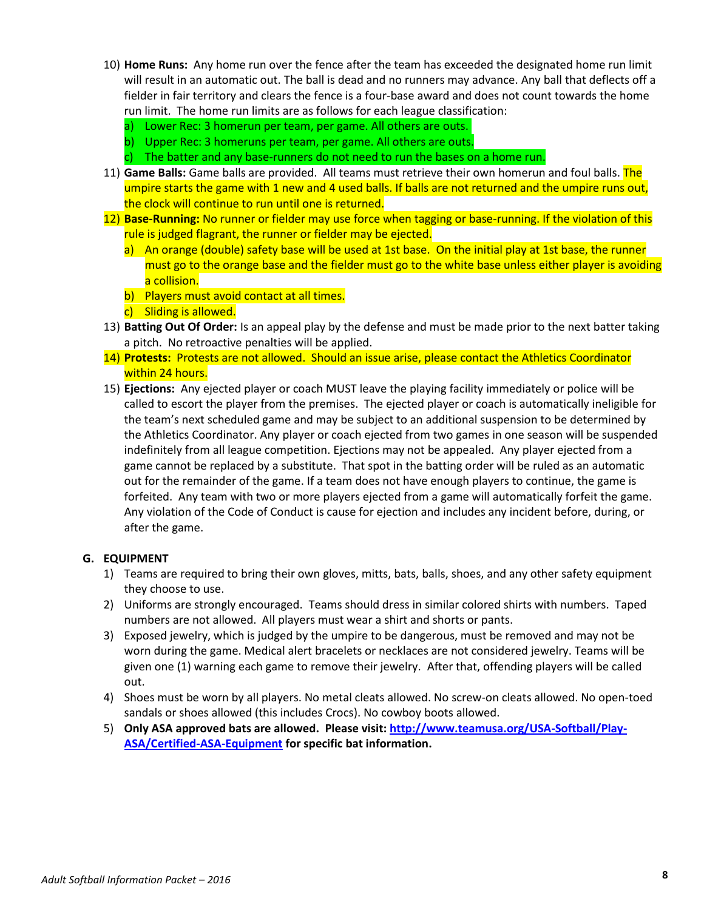10) **Home Runs:** Any home run over the fence after the team has exceeded the designated home run limit will result in an automatic out. The ball is dead and no runners may advance. Any ball that deflects off a fielder in fair territory and clears the fence is a four-base award and does not count towards the home run limit. The home run limits are as follows for each league classification:
    a) Lower Rec: 3 homerun per team, per game. All others are outs.
    b) Upper Rec: 3 homeruns per team, per game. All others are outs.
    c) The batter and any base-runners do not need to run the bases on a home run.
11) **Game Balls:** Game balls are provided. All teams must retrieve their own homerun and foul balls. The umpire starts the game with 1 new and 4 used balls. If balls are not returned and the umpire runs out, the clock will continue to run until one is returned.
12) **Base-Running:** No runner or fielder may use force when tagging or base-running. If the violation of this rule is judged flagrant, the runner or fielder may be ejected.
    a) An orange (double) safety base will be used at 1st base. On the initial play at 1st base, the runner must go to the orange base and the fielder must go to the white base unless either player is avoiding a collision.
    b) Players must avoid contact at all times.
    c) Sliding is allowed.
13) **Batting Out Of Order:** Is an appeal play by the defense and must be made prior to the next batter taking a pitch. No retroactive penalties will be applied.
14) **Protests:** Protests are not allowed. Should an issue arise, please contact the Athletics Coordinator within 24 hours.
15) **Ejections:** Any ejected player or coach MUST leave the playing facility immediately or police will be called to escort the player from the premises. The ejected player or coach is automatically ineligible for the team's next scheduled game and may be subject to an additional suspension to be determined by the Athletics Coordinator. Any player or coach ejected from two games in one season will be suspended indefinitely from all league competition. Ejections may not be appealed. Any player ejected from a game cannot be replaced by a substitute. That spot in the batting order will be ruled as an automatic out for the remainder of the game. If a team does not have enough players to continue, the game is forfeited. Any team with two or more players ejected from a game will automatically forfeit the game. Any violation of the Code of Conduct is cause for ejection and includes any incident before, during, or after the game.

## G. EQUIPMENT

1) Teams are required to bring their own gloves, mitts, bats, balls, shoes, and any other safety equipment they choose to use.
2) Uniforms are strongly encouraged. Teams should dress in similar colored shirts with numbers. Taped numbers are not allowed. All players must wear a shirt and shorts or pants.
3) Exposed jewelry, which is judged by the umpire to be dangerous, must be removed and may not be worn during the game. Medical alert bracelets or necklaces are not considered jewelry. Teams will be given one (1) warning each game to remove their jewelry. After that, offending players will be called out.
4) Shoes must be worn by all players. No metal cleats allowed. No screw-on cleats allowed. No open-toed sandals or shoes allowed (this includes Crocs). No cowboy boots allowed.
5) **Only ASA approved bats are allowed. Please visit: [http://www.teamusa.org/USA-Softball/Play-ASA/Certified-ASA-Equipment](http://www.teamusa.org/USA-Softball/Play-ASA/Certified-ASA-Equipment) for specific bat information.**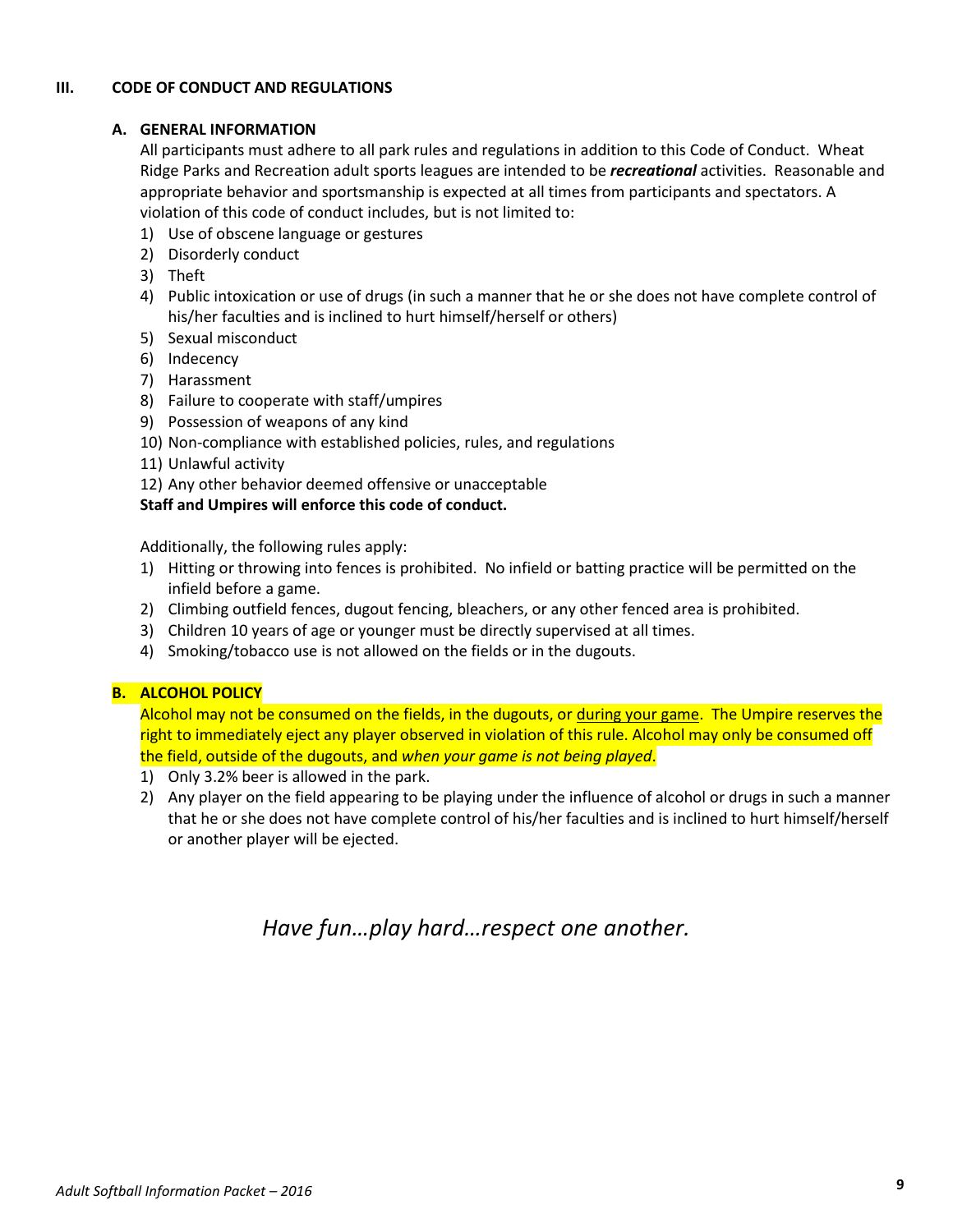## III. CODE OF CONDUCT AND REGULATIONS

### A. GENERAL INFORMATION

All participants must adhere to all park rules and regulations in addition to this Code of Conduct. Wheat Ridge Parks and Recreation adult sports leagues are intended to be ***recreational*** activities. Reasonable and appropriate behavior and sportsmanship is expected at all times from participants and spectators. A violation of this code of conduct includes, but is not limited to:

1) Use of obscene language or gestures
2) Disorderly conduct
3) Theft
4) Public intoxication or use of drugs (in such a manner that he or she does not have complete control of his/her faculties and is inclined to hurt himself/herself or others)
5) Sexual misconduct
6) Indecency
7) Harassment
8) Failure to cooperate with staff/umpires
9) Possession of weapons of any kind
10) Non-compliance with established policies, rules, and regulations
11) Unlawful activity
12) Any other behavior deemed offensive or unacceptable

**Staff and Umpires will enforce this code of conduct.**

Additionally, the following rules apply:

1) Hitting or throwing into fences is prohibited. No infield or batting practice will be permitted on the infield before a game.
2) Climbing outfield fences, dugout fencing, bleachers, or any other fenced area is prohibited.
3) Children 10 years of age or younger must be directly supervised at all times.
4) Smoking/tobacco use is not allowed on the fields or in the dugouts.

### B. ALCOHOL POLICY

Alcohol may not be consumed on the fields, in the dugouts, or during your game. The Umpire reserves the right to immediately eject any player observed in violation of this rule. Alcohol may only be consumed off the field, outside of the dugouts, and *when your game is not being played*.

1) Only 3.2% beer is allowed in the park.
2) Any player on the field appearing to be playing under the influence of alcohol or drugs in such a manner that he or she does not have complete control of his/her faculties and is inclined to hurt himself/herself or another player will be ejected.

*Have fun…play hard…respect one another.*